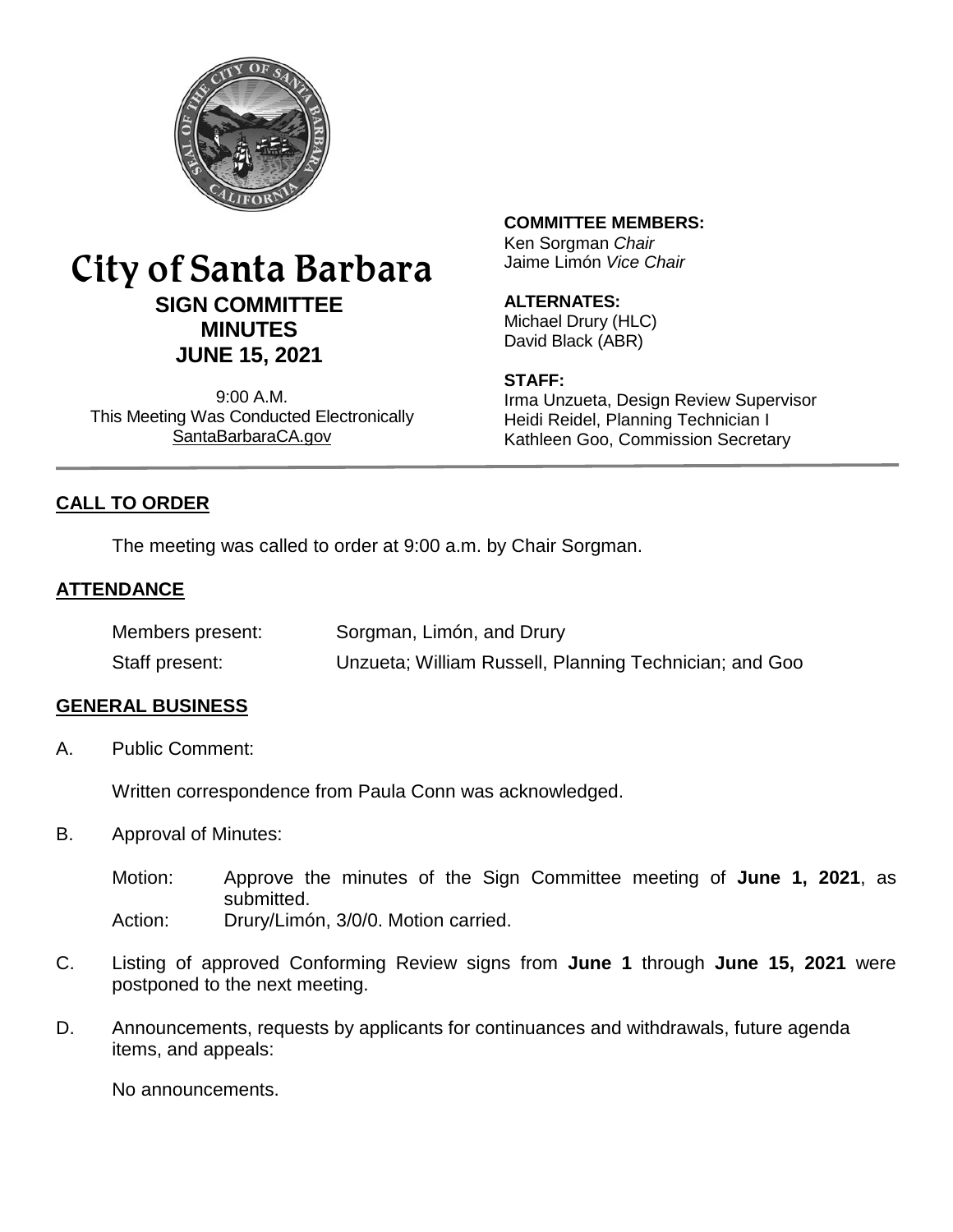# City of Santa Barbara

## SIGN COMMITTEE MINUTES

## JUNE 15, 2021

9:00 A.M.
This Meeting Was Conducted Electronically
SantaBarbaraCA.gov

**COMMITTEE MEMBERS:**
Ken Sorgman *Chair*
Jaime Limón *Vice Chair*

**ALTERNATES:**
Michael Drury (HLC)
David Black (ABR)

**STAFF:**
Irma Unzueta, Design Review Supervisor
Heidi Reidel, Planning Technician I
Kathleen Goo, Commission Secretary

## CALL TO ORDER

The meeting was called to order at 9:00 a.m. by Chair Sorgman.

## ATTENDANCE

| | |
|---|---|
| Members present: | Sorgman, Limón, and Drury |
| Staff present: | Unzueta; William Russell, Planning Technician; and Goo |

## GENERAL BUSINESS

A. Public Comment:

Written correspondence from Paula Conn was acknowledged.

B. Approval of Minutes:

Motion: Approve the minutes of the Sign Committee meeting of **June 1, 2021**, as submitted.
Action: Drury/Limón, 3/0/0. Motion carried.

C. Listing of approved Conforming Review signs from **June 1** through **June 15, 2021** were postponed to the next meeting.

D. Announcements, requests by applicants for continuances and withdrawals, future agenda items, and appeals:

No announcements.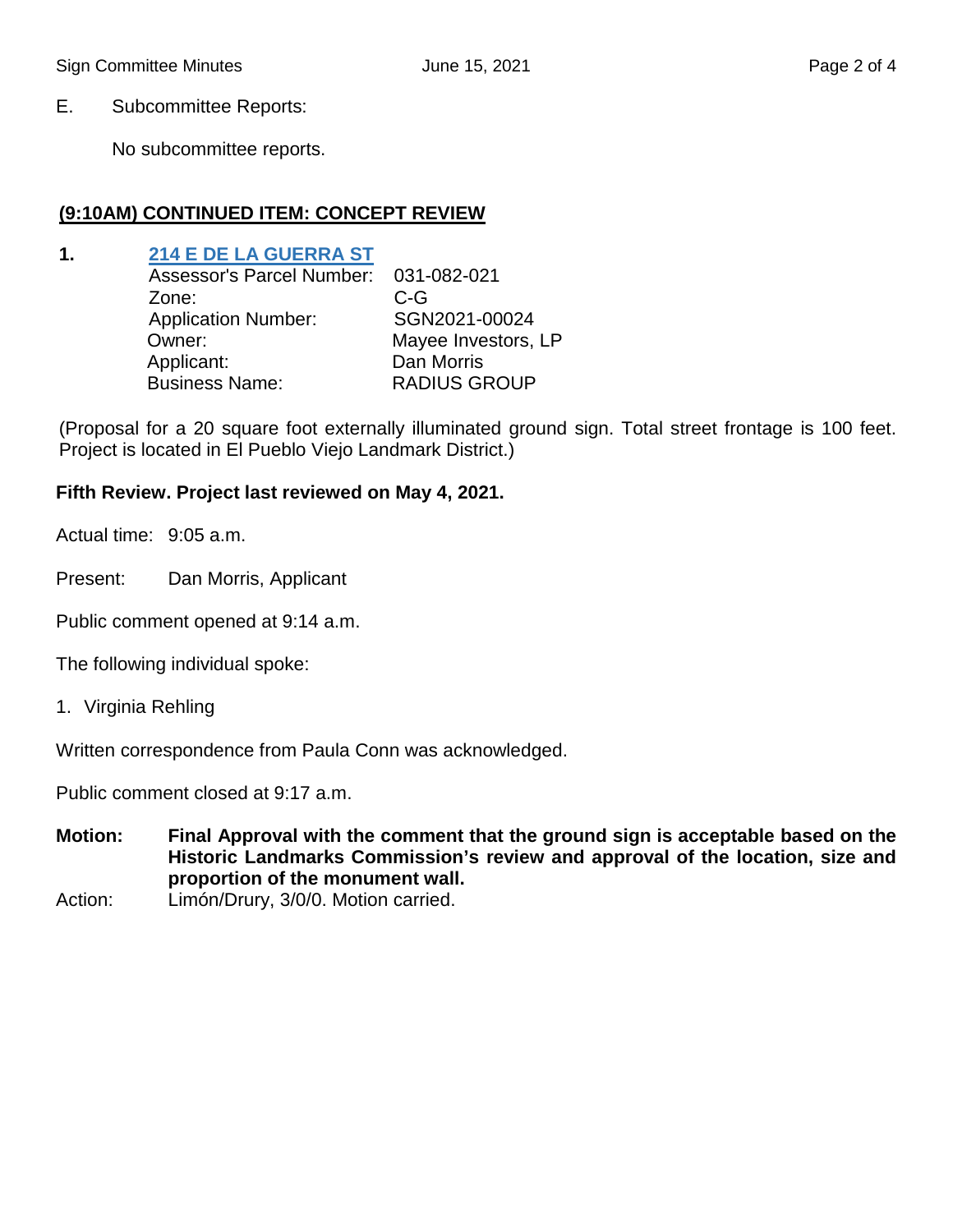E. Subcommittee Reports:

No subcommittee reports.

## (9:10AM) CONTINUED ITEM: CONCEPT REVIEW

**1.** **214 E DE LA GUERRA ST**

Assessor's Parcel Number: 031-082-021
Zone: C-G
Application Number: SGN2021-00024
Owner: Mayee Investors, LP
Applicant: Dan Morris
Business Name: RADIUS GROUP

(Proposal for a 20 square foot externally illuminated ground sign. Total street frontage is 100 feet. Project is located in El Pueblo Viejo Landmark District.)

**Fifth Review. Project last reviewed on May 4, 2021.**

Actual time: 9:05 a.m.

Present: Dan Morris, Applicant

Public comment opened at 9:14 a.m.

The following individual spoke:

1. Virginia Rehling

Written correspondence from Paula Conn was acknowledged.

Public comment closed at 9:17 a.m.

**Motion: Final Approval with the comment that the ground sign is acceptable based on the Historic Landmarks Commission's review and approval of the location, size and proportion of the monument wall.**

Action: Limón/Drury, 3/0/0. Motion carried.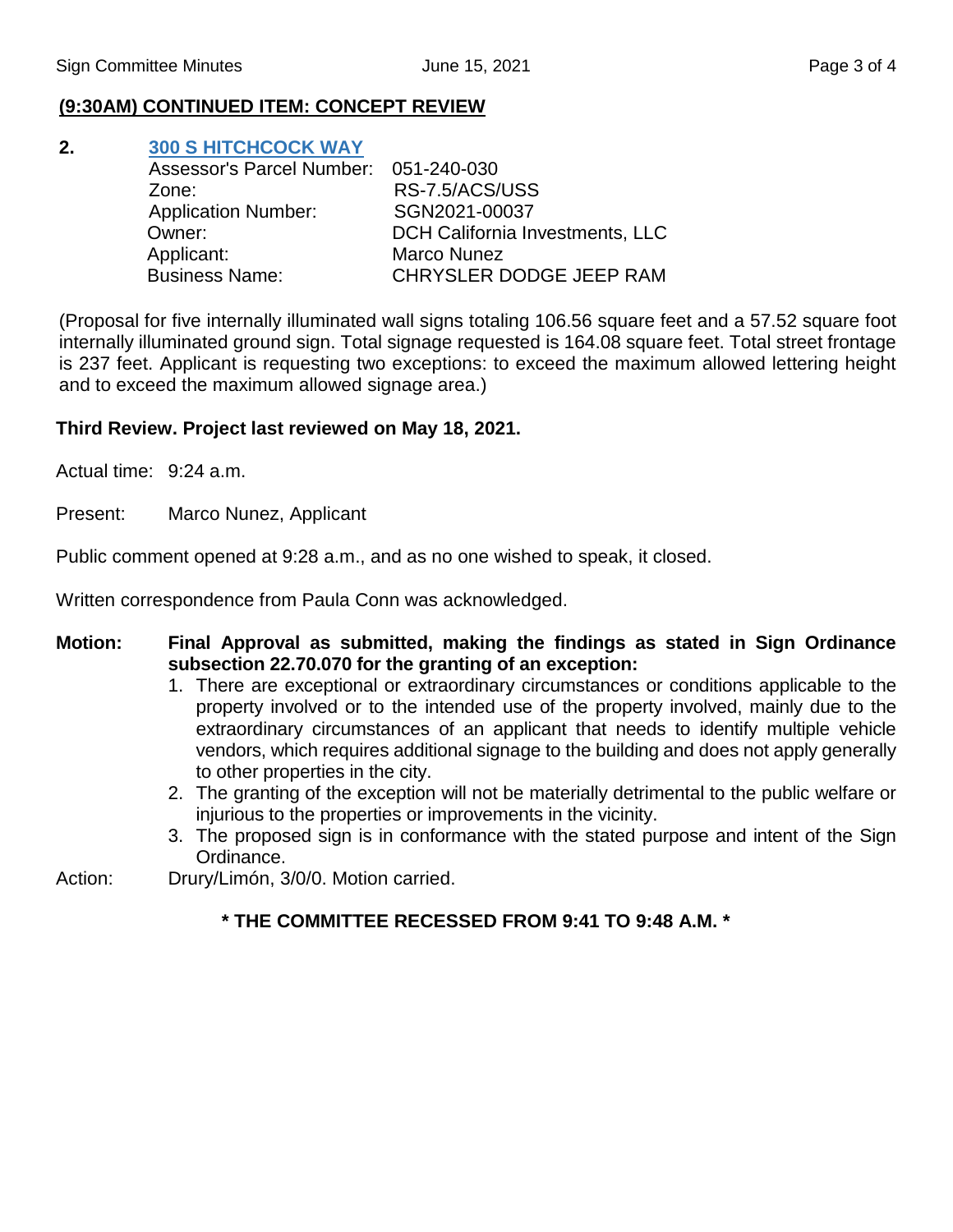**(9:30AM) CONTINUED ITEM: CONCEPT REVIEW**

**2. 300 S HITCHCOCK WAY**

Assessor's Parcel Number: 051-240-030
Zone: RS-7.5/ACS/USS
Application Number: SGN2021-00037
Owner: DCH California Investments, LLC
Applicant: Marco Nunez
Business Name: CHRYSLER DODGE JEEP RAM

(Proposal for five internally illuminated wall signs totaling 106.56 square feet and a 57.52 square foot internally illuminated ground sign. Total signage requested is 164.08 square feet. Total street frontage is 237 feet. Applicant is requesting two exceptions: to exceed the maximum allowed lettering height and to exceed the maximum allowed signage area.)

**Third Review. Project last reviewed on May 18, 2021.**

Actual time: 9:24 a.m.

Present: Marco Nunez, Applicant

Public comment opened at 9:28 a.m., and as no one wished to speak, it closed.

Written correspondence from Paula Conn was acknowledged.

**Motion: Final Approval as submitted, making the findings as stated in Sign Ordinance subsection 22.70.070 for the granting of an exception:**

1. There are exceptional or extraordinary circumstances or conditions applicable to the property involved or to the intended use of the property involved, mainly due to the extraordinary circumstances of an applicant that needs to identify multiple vehicle vendors, which requires additional signage to the building and does not apply generally to other properties in the city.
2. The granting of the exception will not be materially detrimental to the public welfare or injurious to the properties or improvements in the vicinity.
3. The proposed sign is in conformance with the stated purpose and intent of the Sign Ordinance.

Action: Drury/Limón, 3/0/0. Motion carried.

**\* THE COMMITTEE RECESSED FROM 9:41 TO 9:48 A.M. \***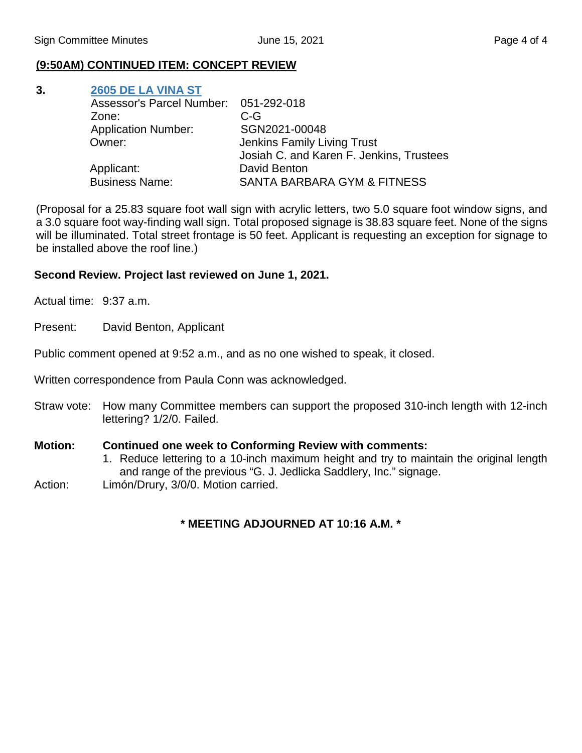**(9:50AM) CONTINUED ITEM: CONCEPT REVIEW**

**3.** **2605 DE LA VINA ST**

| | |
|---|---|
| Assessor's Parcel Number: | 051-292-018 |
| Zone: | C-G |
| Application Number: | SGN2021-00048 |
| Owner: | Jenkins Family Living Trust<br>Josiah C. and Karen F. Jenkins, Trustees |
| Applicant: | David Benton |
| Business Name: | SANTA BARBARA GYM & FITNESS |

(Proposal for a 25.83 square foot wall sign with acrylic letters, two 5.0 square foot window signs, and a 3.0 square foot way-finding wall sign. Total proposed signage is 38.83 square feet. None of the signs will be illuminated. Total street frontage is 50 feet. Applicant is requesting an exception for signage to be installed above the roof line.)

**Second Review. Project last reviewed on June 1, 2021.**

Actual time: 9:37 a.m.

Present: David Benton, Applicant

Public comment opened at 9:52 a.m., and as no one wished to speak, it closed.

Written correspondence from Paula Conn was acknowledged.

Straw vote: How many Committee members can support the proposed 310-inch length with 12-inch lettering? 1/2/0. Failed.

**Motion: Continued one week to Conforming Review with comments:**

1. Reduce lettering to a 10-inch maximum height and try to maintain the original length and range of the previous "G. J. Jedlicka Saddlery, Inc." signage.

Action: Limón/Drury, 3/0/0. Motion carried.

**\* MEETING ADJOURNED AT 10:16 A.M. \***